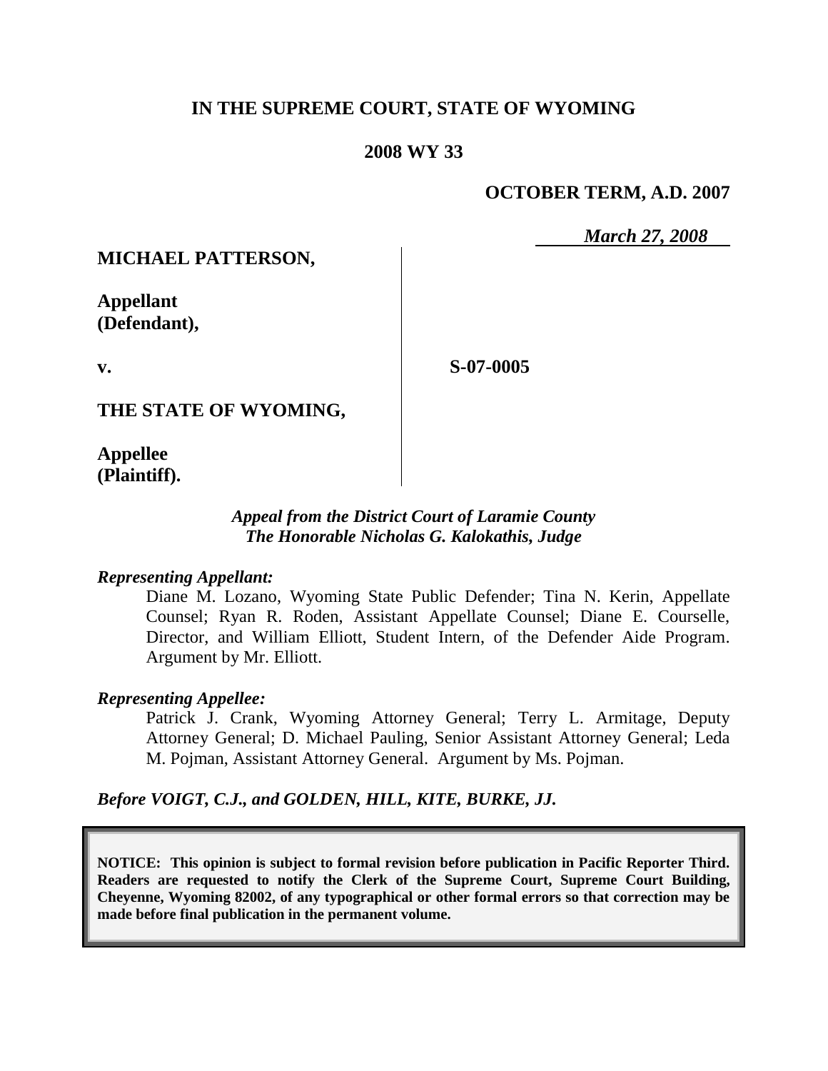# IN THE SUPREME COURT, STATE OF WYOMING

## 2008 WY 33

**OCTOBER TERM, A.D. 2007**

*March 27, 2008*

**MICHAEL PATTERSON,**

**Appellant (Defendant),**

**v.**

**S-07-0005**

**THE STATE OF WYOMING,**

**Appellee (Plaintiff).**

*Appeal from the District Court of Laramie County*
*The Honorable Nicholas G. Kalokathis, Judge*

*Representing Appellant:*

Diane M. Lozano, Wyoming State Public Defender; Tina N. Kerin, Appellate Counsel; Ryan R. Roden, Assistant Appellate Counsel; Diane E. Courselle, Director, and William Elliott, Student Intern, of the Defender Aide Program. Argument by Mr. Elliott.

*Representing Appellee:*

Patrick J. Crank, Wyoming Attorney General; Terry L. Armitage, Deputy Attorney General; D. Michael Pauling, Senior Assistant Attorney General; Leda M. Pojman, Assistant Attorney General. Argument by Ms. Pojman.

*Before VOIGT, C.J., and GOLDEN, HILL, KITE, BURKE, JJ.*

**NOTICE: This opinion is subject to formal revision before publication in Pacific Reporter Third. Readers are requested to notify the Clerk of the Supreme Court, Supreme Court Building, Cheyenne, Wyoming 82002, of any typographical or other formal errors so that correction may be made before final publication in the permanent volume.**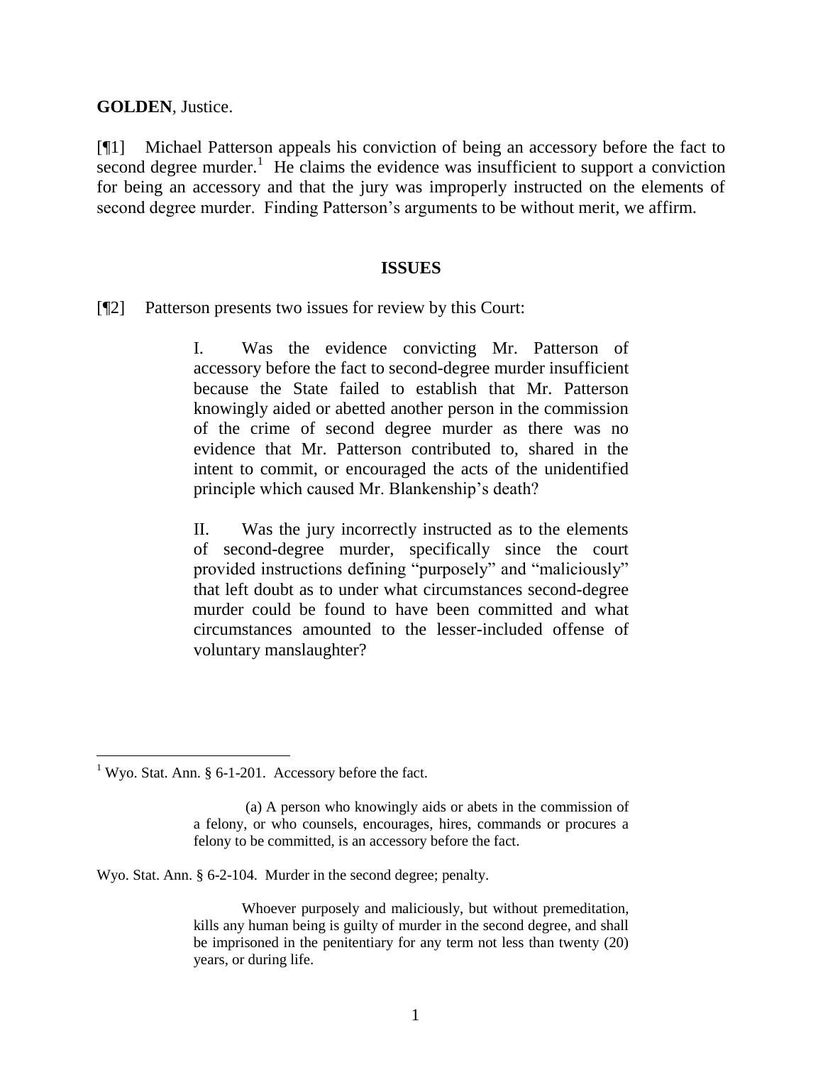**GOLDEN**, Justice.

[¶1] Michael Patterson appeals his conviction of being an accessory before the fact to second degree murder.[1] He claims the evidence was insufficient to support a conviction for being an accessory and that the jury was improperly instructed on the elements of second degree murder. Finding Patterson's arguments to be without merit, we affirm.

## ISSUES

[¶2] Patterson presents two issues for review by this Court:

> I. Was the evidence convicting Mr. Patterson of accessory before the fact to second-degree murder insufficient because the State failed to establish that Mr. Patterson knowingly aided or abetted another person in the commission of the crime of second degree murder as there was no evidence that Mr. Patterson contributed to, shared in the intent to commit, or encouraged the acts of the unidentified principle which caused Mr. Blankenship's death?
>
> II. Was the jury incorrectly instructed as to the elements of second-degree murder, specifically since the court provided instructions defining "purposely" and "maliciously" that left doubt as to under what circumstances second-degree murder could be found to have been committed and what circumstances amounted to the lesser-included offense of voluntary manslaughter?

---

[1] Wyo. Stat. Ann. § 6-1-201. Accessory before the fact.

> (a) A person who knowingly aids or abets in the commission of a felony, or who counsels, encourages, hires, commands or procures a felony to be committed, is an accessory before the fact.

Wyo. Stat. Ann. § 6-2-104. Murder in the second degree; penalty.

> Whoever purposely and maliciously, but without premeditation, kills any human being is guilty of murder in the second degree, and shall be imprisoned in the penitentiary for any term not less than twenty (20) years, or during life.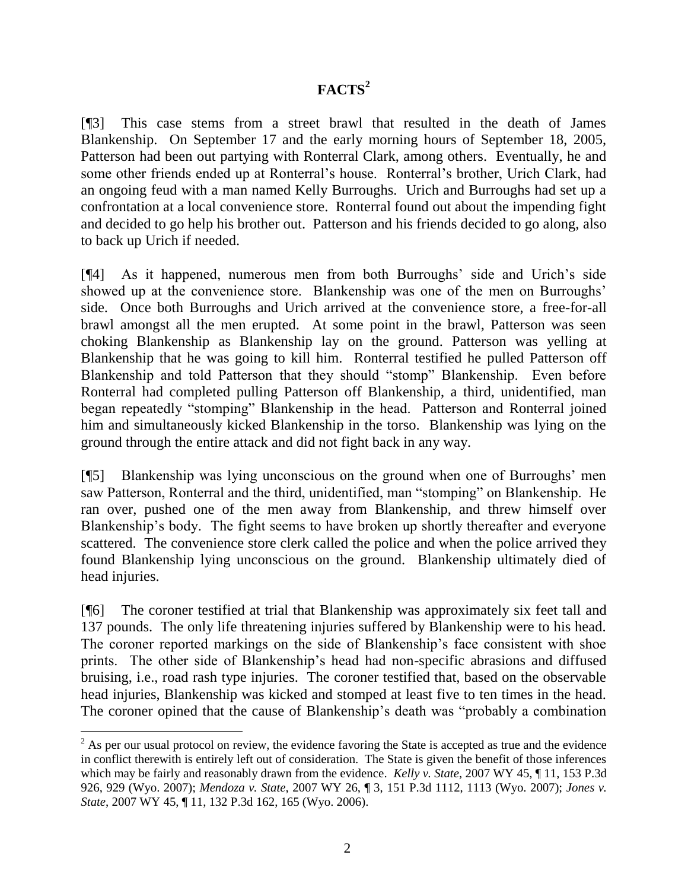# FACTS[2]

[¶3] This case stems from a street brawl that resulted in the death of James Blankenship. On September 17 and the early morning hours of September 18, 2005, Patterson had been out partying with Ronterral Clark, among others. Eventually, he and some other friends ended up at Ronterral's house. Ronterral's brother, Urich Clark, had an ongoing feud with a man named Kelly Burroughs. Urich and Burroughs had set up a confrontation at a local convenience store. Ronterral found out about the impending fight and decided to go help his brother out. Patterson and his friends decided to go along, also to back up Urich if needed.

[¶4] As it happened, numerous men from both Burroughs' side and Urich's side showed up at the convenience store. Blankenship was one of the men on Burroughs' side. Once both Burroughs and Urich arrived at the convenience store, a free-for-all brawl amongst all the men erupted. At some point in the brawl, Patterson was seen choking Blankenship as Blankenship lay on the ground. Patterson was yelling at Blankenship that he was going to kill him. Ronterral testified he pulled Patterson off Blankenship and told Patterson that they should "stomp" Blankenship. Even before Ronterral had completed pulling Patterson off Blankenship, a third, unidentified, man began repeatedly "stomping" Blankenship in the head. Patterson and Ronterral joined him and simultaneously kicked Blankenship in the torso. Blankenship was lying on the ground through the entire attack and did not fight back in any way.

[¶5] Blankenship was lying unconscious on the ground when one of Burroughs' men saw Patterson, Ronterral and the third, unidentified, man "stomping" on Blankenship. He ran over, pushed one of the men away from Blankenship, and threw himself over Blankenship's body. The fight seems to have broken up shortly thereafter and everyone scattered. The convenience store clerk called the police and when the police arrived they found Blankenship lying unconscious on the ground. Blankenship ultimately died of head injuries.

[¶6] The coroner testified at trial that Blankenship was approximately six feet tall and 137 pounds. The only life threatening injuries suffered by Blankenship were to his head. The coroner reported markings on the side of Blankenship's face consistent with shoe prints. The other side of Blankenship's head had non-specific abrasions and diffused bruising, i.e., road rash type injuries. The coroner testified that, based on the observable head injuries, Blankenship was kicked and stomped at least five to ten times in the head. The coroner opined that the cause of Blankenship's death was "probably a combination

---

[2] As per our usual protocol on review, the evidence favoring the State is accepted as true and the evidence in conflict therewith is entirely left out of consideration. The State is given the benefit of those inferences which may be fairly and reasonably drawn from the evidence. *Kelly v. State*, 2007 WY 45, ¶ 11, 153 P.3d 926, 929 (Wyo. 2007); *Mendoza v. State*, 2007 WY 26, ¶ 3, 151 P.3d 1112, 1113 (Wyo. 2007); *Jones v. State*, 2007 WY 45, ¶ 11, 132 P.3d 162, 165 (Wyo. 2006).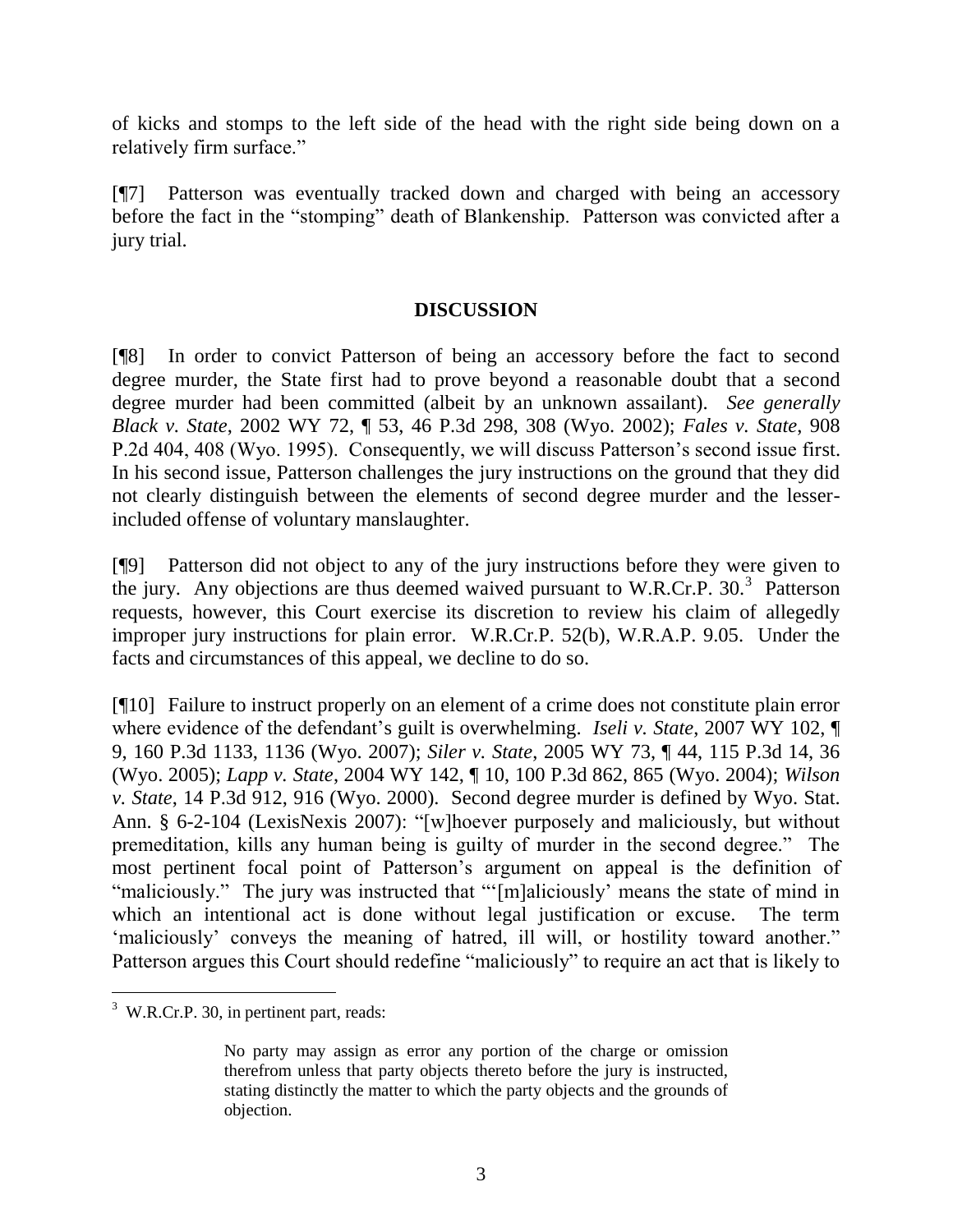of kicks and stomps to the left side of the head with the right side being down on a relatively firm surface."

[¶7] Patterson was eventually tracked down and charged with being an accessory before the fact in the "stomping" death of Blankenship. Patterson was convicted after a jury trial.

## DISCUSSION

[¶8] In order to convict Patterson of being an accessory before the fact to second degree murder, the State first had to prove beyond a reasonable doubt that a second degree murder had been committed (albeit by an unknown assailant). *See generally Black v. State*, 2002 WY 72, ¶ 53, 46 P.3d 298, 308 (Wyo. 2002); *Fales v. State*, 908 P.2d 404, 408 (Wyo. 1995). Consequently, we will discuss Patterson's second issue first. In his second issue, Patterson challenges the jury instructions on the ground that they did not clearly distinguish between the elements of second degree murder and the lesser-included offense of voluntary manslaughter.

[¶9] Patterson did not object to any of the jury instructions before they were given to the jury. Any objections are thus deemed waived pursuant to W.R.Cr.P. 30.[3] Patterson requests, however, this Court exercise its discretion to review his claim of allegedly improper jury instructions for plain error. W.R.Cr.P. 52(b), W.R.A.P. 9.05. Under the facts and circumstances of this appeal, we decline to do so.

[¶10] Failure to instruct properly on an element of a crime does not constitute plain error where evidence of the defendant's guilt is overwhelming. *Iseli v. State*, 2007 WY 102, ¶ 9, 160 P.3d 1133, 1136 (Wyo. 2007); *Siler v. State*, 2005 WY 73, ¶ 44, 115 P.3d 14, 36 (Wyo. 2005); *Lapp v. State*, 2004 WY 142, ¶ 10, 100 P.3d 862, 865 (Wyo. 2004); *Wilson v. State*, 14 P.3d 912, 916 (Wyo. 2000). Second degree murder is defined by Wyo. Stat. Ann. § 6-2-104 (LexisNexis 2007): "[w]hoever purposely and maliciously, but without premeditation, kills any human being is guilty of murder in the second degree." The most pertinent focal point of Patterson's argument on appeal is the definition of "maliciously." The jury was instructed that "'[m]aliciously' means the state of mind in which an intentional act is done without legal justification or excuse. The term 'maliciously' conveys the meaning of hatred, ill will, or hostility toward another." Patterson argues this Court should redefine "maliciously" to require an act that is likely to

---

[3] W.R.Cr.P. 30, in pertinent part, reads:

> No party may assign as error any portion of the charge or omission therefrom unless that party objects thereto before the jury is instructed, stating distinctly the matter to which the party objects and the grounds of objection.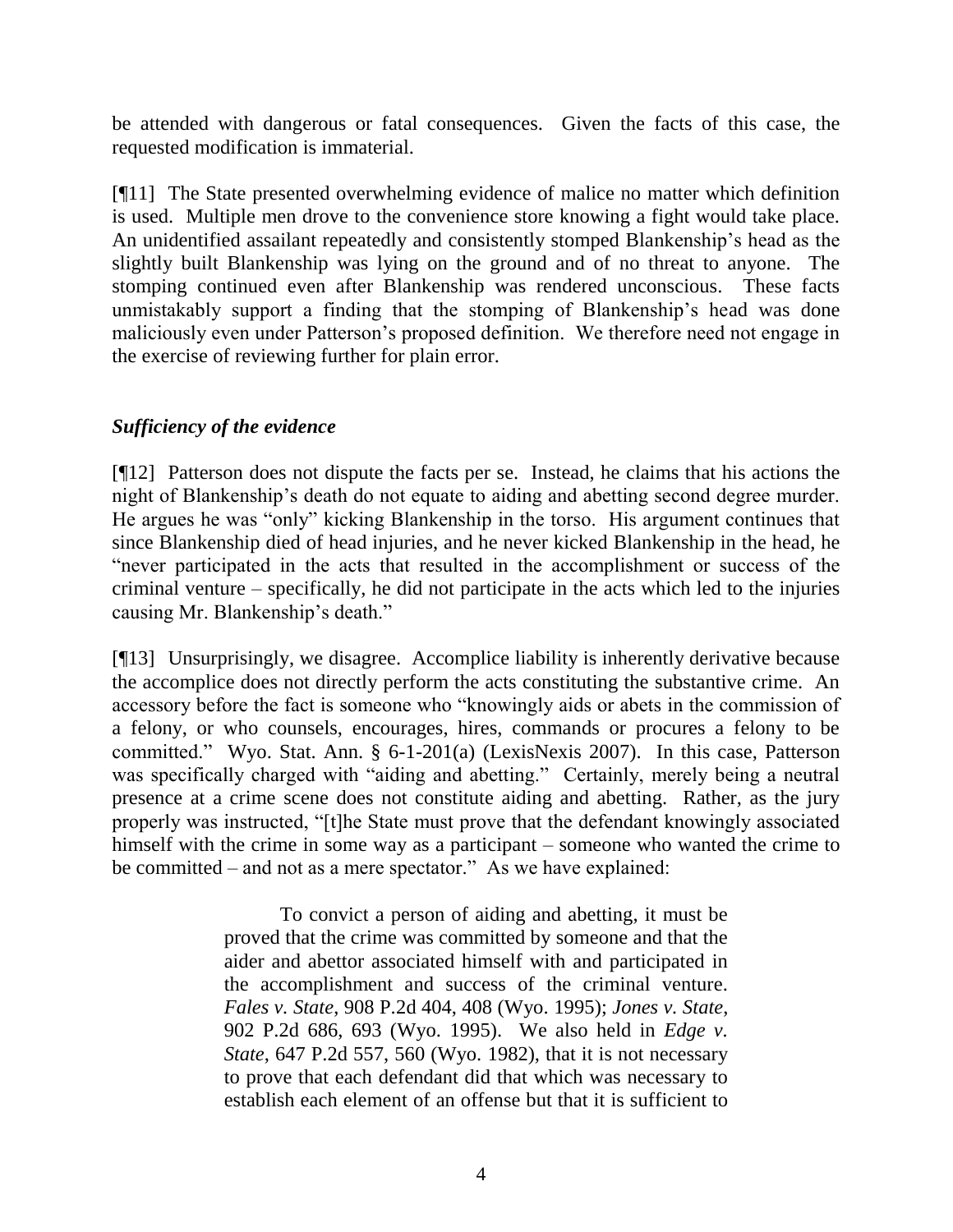be attended with dangerous or fatal consequences. Given the facts of this case, the requested modification is immaterial.

[¶11] The State presented overwhelming evidence of malice no matter which definition is used. Multiple men drove to the convenience store knowing a fight would take place. An unidentified assailant repeatedly and consistently stomped Blankenship's head as the slightly built Blankenship was lying on the ground and of no threat to anyone. The stomping continued even after Blankenship was rendered unconscious. These facts unmistakably support a finding that the stomping of Blankenship's head was done maliciously even under Patterson's proposed definition. We therefore need not engage in the exercise of reviewing further for plain error.

### *Sufficiency of the evidence*

[¶12] Patterson does not dispute the facts per se. Instead, he claims that his actions the night of Blankenship's death do not equate to aiding and abetting second degree murder. He argues he was "only" kicking Blankenship in the torso. His argument continues that since Blankenship died of head injuries, and he never kicked Blankenship in the head, he "never participated in the acts that resulted in the accomplishment or success of the criminal venture – specifically, he did not participate in the acts which led to the injuries causing Mr. Blankenship's death."

[¶13] Unsurprisingly, we disagree. Accomplice liability is inherently derivative because the accomplice does not directly perform the acts constituting the substantive crime. An accessory before the fact is someone who "knowingly aids or abets in the commission of a felony, or who counsels, encourages, hires, commands or procures a felony to be committed." Wyo. Stat. Ann. § 6-1-201(a) (LexisNexis 2007). In this case, Patterson was specifically charged with "aiding and abetting." Certainly, merely being a neutral presence at a crime scene does not constitute aiding and abetting. Rather, as the jury properly was instructed, "[t]he State must prove that the defendant knowingly associated himself with the crime in some way as a participant – someone who wanted the crime to be committed – and not as a mere spectator." As we have explained:

> To convict a person of aiding and abetting, it must be proved that the crime was committed by someone and that the aider and abettor associated himself with and participated in the accomplishment and success of the criminal venture. *Fales v. State*, 908 P.2d 404, 408 (Wyo. 1995); *Jones v. State*, 902 P.2d 686, 693 (Wyo. 1995). We also held in *Edge v. State*, 647 P.2d 557, 560 (Wyo. 1982), that it is not necessary to prove that each defendant did that which was necessary to establish each element of an offense but that it is sufficient to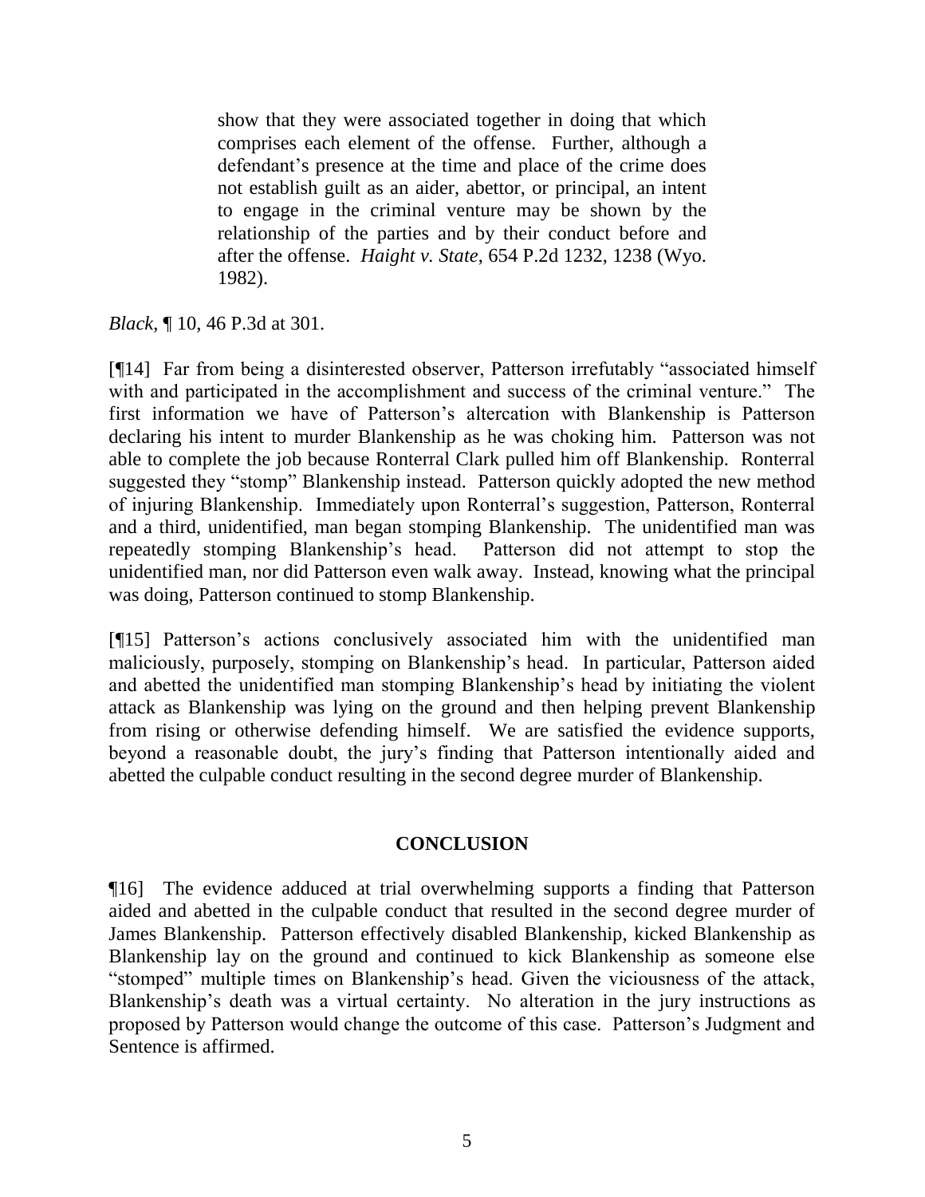> show that they were associated together in doing that which comprises each element of the offense. Further, although a defendant's presence at the time and place of the crime does not establish guilt as an aider, abettor, or principal, an intent to engage in the criminal venture may be shown by the relationship of the parties and by their conduct before and after the offense. *Haight v. State*, 654 P.2d 1232, 1238 (Wyo. 1982).

*Black*, ¶ 10, 46 P.3d at 301.

[¶14] Far from being a disinterested observer, Patterson irrefutably "associated himself with and participated in the accomplishment and success of the criminal venture." The first information we have of Patterson's altercation with Blankenship is Patterson declaring his intent to murder Blankenship as he was choking him. Patterson was not able to complete the job because Ronterral Clark pulled him off Blankenship. Ronterral suggested they "stomp" Blankenship instead. Patterson quickly adopted the new method of injuring Blankenship. Immediately upon Ronterral's suggestion, Patterson, Ronterral and a third, unidentified, man began stomping Blankenship. The unidentified man was repeatedly stomping Blankenship's head. Patterson did not attempt to stop the unidentified man, nor did Patterson even walk away. Instead, knowing what the principal was doing, Patterson continued to stomp Blankenship.

[¶15] Patterson's actions conclusively associated him with the unidentified man maliciously, purposely, stomping on Blankenship's head. In particular, Patterson aided and abetted the unidentified man stomping Blankenship's head by initiating the violent attack as Blankenship was lying on the ground and then helping prevent Blankenship from rising or otherwise defending himself. We are satisfied the evidence supports, beyond a reasonable doubt, the jury's finding that Patterson intentionally aided and abetted the culpable conduct resulting in the second degree murder of Blankenship.

## CONCLUSION

¶16] The evidence adduced at trial overwhelming supports a finding that Patterson aided and abetted in the culpable conduct that resulted in the second degree murder of James Blankenship. Patterson effectively disabled Blankenship, kicked Blankenship as Blankenship lay on the ground and continued to kick Blankenship as someone else "stomped" multiple times on Blankenship's head. Given the viciousness of the attack, Blankenship's death was a virtual certainty. No alteration in the jury instructions as proposed by Patterson would change the outcome of this case. Patterson's Judgment and Sentence is affirmed.